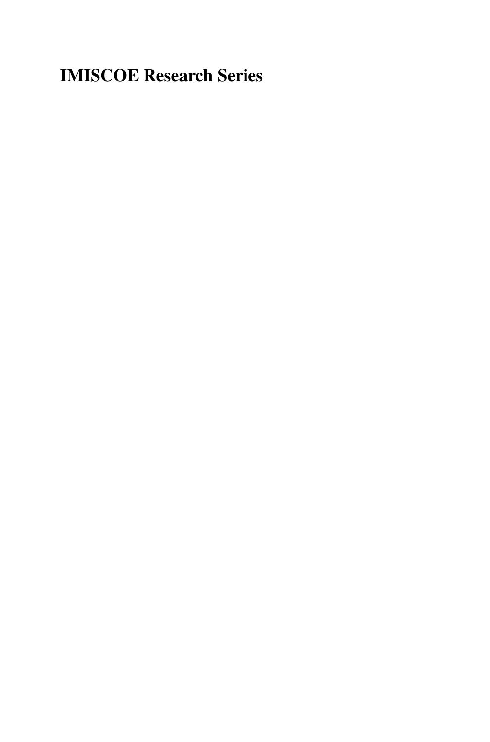# IMISCOE Research Series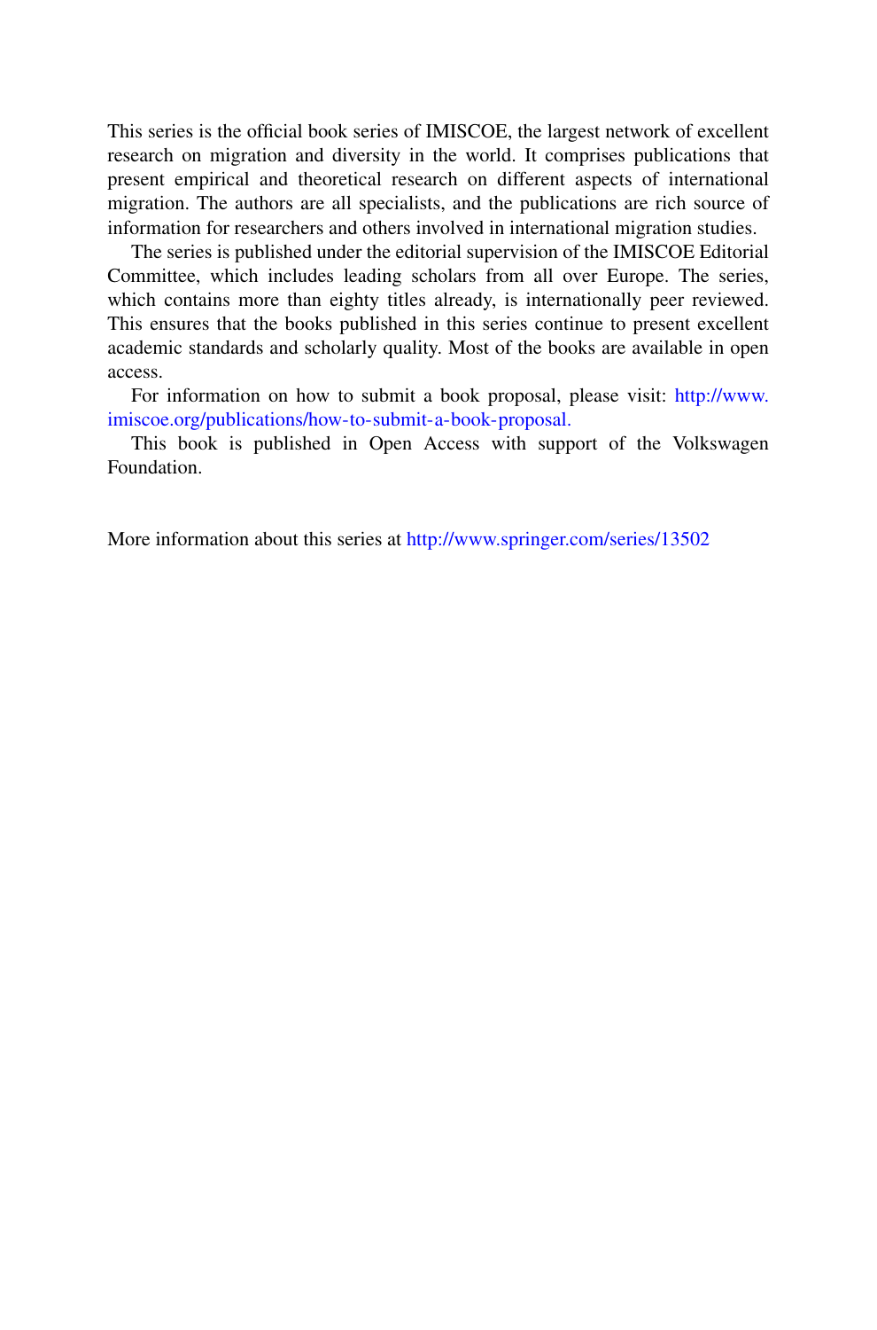This series is the official book series of IMISCOE, the largest network of excellent research on migration and diversity in the world. It comprises publications that present empirical and theoretical research on different aspects of international migration. The authors are all specialists, and the publications are rich source of information for researchers and others involved in international migration studies.

The series is published under the editorial supervision of the IMISCOE Editorial Committee, which includes leading scholars from all over Europe. The series, which contains more than eighty titles already, is internationally peer reviewed. This ensures that the books published in this series continue to present excellent academic standards and scholarly quality. Most of the books are available in open access.

For information on how to submit a book proposal, please visit: http://www.imiscoe.org/publications/how-to-submit-a-book-proposal.

This book is published in Open Access with support of the Volkswagen Foundation.

More information about this series at http://www.springer.com/series/13502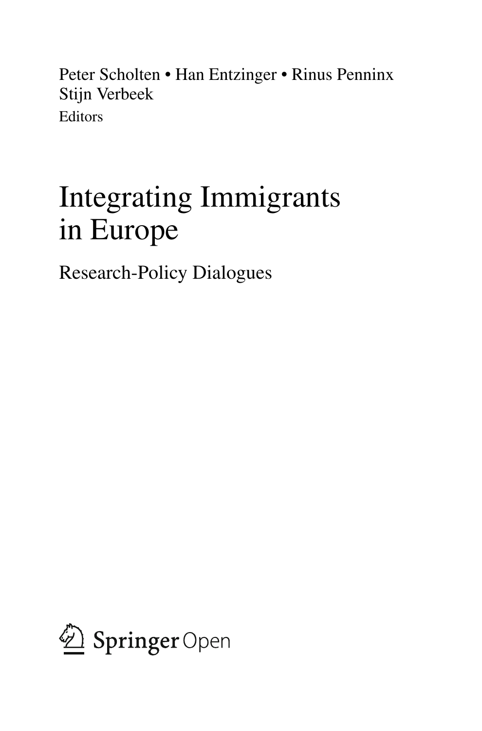Peter Scholten • Han Entzinger • Rinus Penninx
Stijn Verbeek
Editors

# Integrating Immigrants in Europe

## Research-Policy Dialogues

Springer Open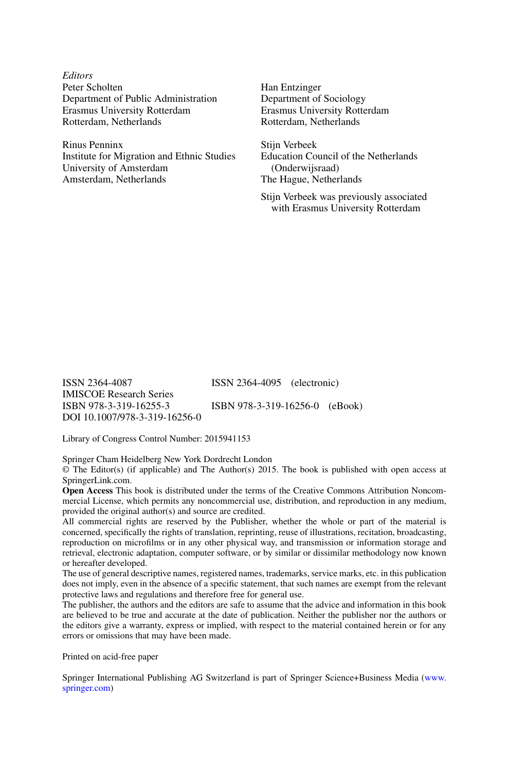*Editors*

Peter Scholten
Department of Public Administration
Erasmus University Rotterdam
Rotterdam, Netherlands

Han Entzinger
Department of Sociology
Erasmus University Rotterdam
Rotterdam, Netherlands

Rinus Penninx
Institute for Migration and Ethnic Studies
University of Amsterdam
Amsterdam, Netherlands

Stijn Verbeek
Education Council of the Netherlands (Onderwijsraad)
The Hague, Netherlands

Stijn Verbeek was previously associated with Erasmus University Rotterdam

ISSN 2364-4087 ISSN 2364-4095 (electronic)
IMISCOE Research Series
ISBN 978-3-319-16255-3 ISBN 978-3-319-16256-0 (eBook)
DOI 10.1007/978-3-319-16256-0

Library of Congress Control Number: 2015941153

Springer Cham Heidelberg New York Dordrecht London
© The Editor(s) (if applicable) and The Author(s) 2015. The book is published with open access at SpringerLink.com.
**Open Access** This book is distributed under the terms of the Creative Commons Attribution Noncommercial License, which permits any noncommercial use, distribution, and reproduction in any medium, provided the original author(s) and source are credited.
All commercial rights are reserved by the Publisher, whether the whole or part of the material is concerned, specifically the rights of translation, reprinting, reuse of illustrations, recitation, broadcasting, reproduction on microfilms or in any other physical way, and transmission or information storage and retrieval, electronic adaptation, computer software, or by similar or dissimilar methodology now known or hereafter developed.
The use of general descriptive names, registered names, trademarks, service marks, etc. in this publication does not imply, even in the absence of a specific statement, that such names are exempt from the relevant protective laws and regulations and therefore free for general use.
The publisher, the authors and the editors are safe to assume that the advice and information in this book are believed to be true and accurate at the date of publication. Neither the publisher nor the authors or the editors give a warranty, express or implied, with respect to the material contained herein or for any errors or omissions that may have been made.

Printed on acid-free paper

Springer International Publishing AG Switzerland is part of Springer Science+Business Media (www.springer.com)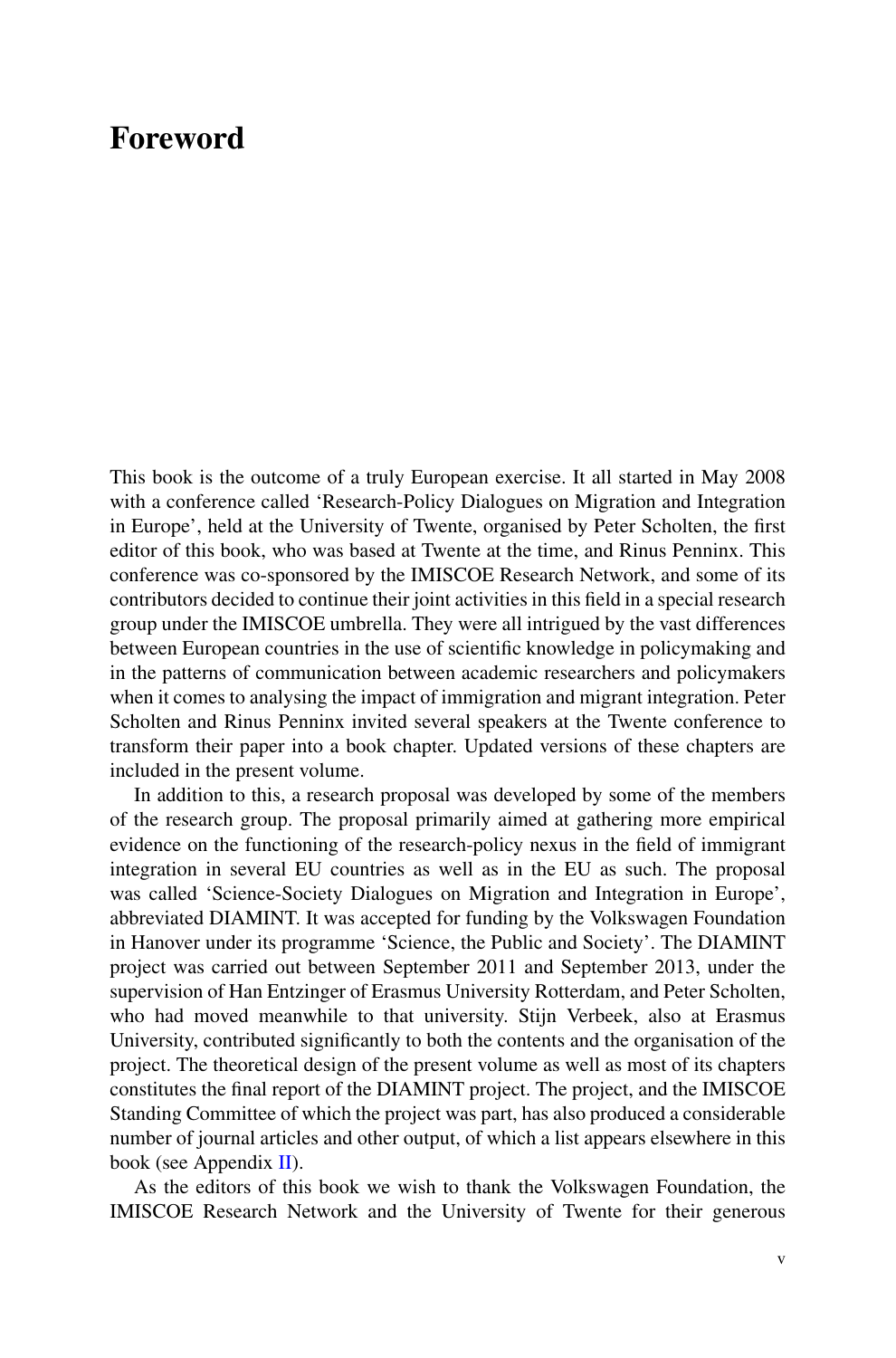# Foreword

This book is the outcome of a truly European exercise. It all started in May 2008 with a conference called 'Research-Policy Dialogues on Migration and Integration in Europe', held at the University of Twente, organised by Peter Scholten, the first editor of this book, who was based at Twente at the time, and Rinus Penninx. This conference was co-sponsored by the IMISCOE Research Network, and some of its contributors decided to continue their joint activities in this field in a special research group under the IMISCOE umbrella. They were all intrigued by the vast differences between European countries in the use of scientific knowledge in policymaking and in the patterns of communication between academic researchers and policymakers when it comes to analysing the impact of immigration and migrant integration. Peter Scholten and Rinus Penninx invited several speakers at the Twente conference to transform their paper into a book chapter. Updated versions of these chapters are included in the present volume.

In addition to this, a research proposal was developed by some of the members of the research group. The proposal primarily aimed at gathering more empirical evidence on the functioning of the research-policy nexus in the field of immigrant integration in several EU countries as well as in the EU as such. The proposal was called 'Science-Society Dialogues on Migration and Integration in Europe', abbreviated DIAMINT. It was accepted for funding by the Volkswagen Foundation in Hanover under its programme 'Science, the Public and Society'. The DIAMINT project was carried out between September 2011 and September 2013, under the supervision of Han Entzinger of Erasmus University Rotterdam, and Peter Scholten, who had moved meanwhile to that university. Stijn Verbeek, also at Erasmus University, contributed significantly to both the contents and the organisation of the project. The theoretical design of the present volume as well as most of its chapters constitutes the final report of the DIAMINT project. The project, and the IMISCOE Standing Committee of which the project was part, has also produced a considerable number of journal articles and other output, of which a list appears elsewhere in this book (see Appendix II).

As the editors of this book we wish to thank the Volkswagen Foundation, the IMISCOE Research Network and the University of Twente for their generous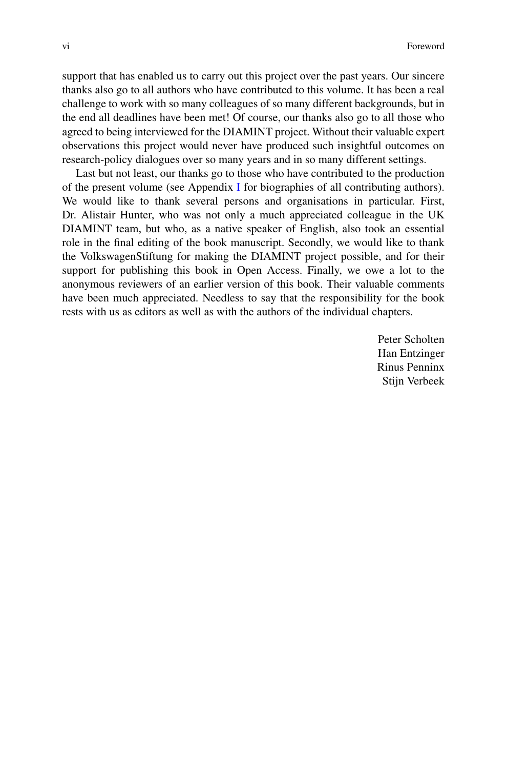support that has enabled us to carry out this project over the past years. Our sincere thanks also go to all authors who have contributed to this volume. It has been a real challenge to work with so many colleagues of so many different backgrounds, but in the end all deadlines have been met! Of course, our thanks also go to all those who agreed to being interviewed for the DIAMINT project. Without their valuable expert observations this project would never have produced such insightful outcomes on research-policy dialogues over so many years and in so many different settings.

Last but not least, our thanks go to those who have contributed to the production of the present volume (see Appendix I for biographies of all contributing authors). We would like to thank several persons and organisations in particular. First, Dr. Alistair Hunter, who was not only a much appreciated colleague in the UK DIAMINT team, but who, as a native speaker of English, also took an essential role in the final editing of the book manuscript. Secondly, we would like to thank the VolkswagenStiftung for making the DIAMINT project possible, and for their support for publishing this book in Open Access. Finally, we owe a lot to the anonymous reviewers of an earlier version of this book. Their valuable comments have been much appreciated. Needless to say that the responsibility for the book rests with us as editors as well as with the authors of the individual chapters.

Peter Scholten
Han Entzinger
Rinus Penninx
Stijn Verbeek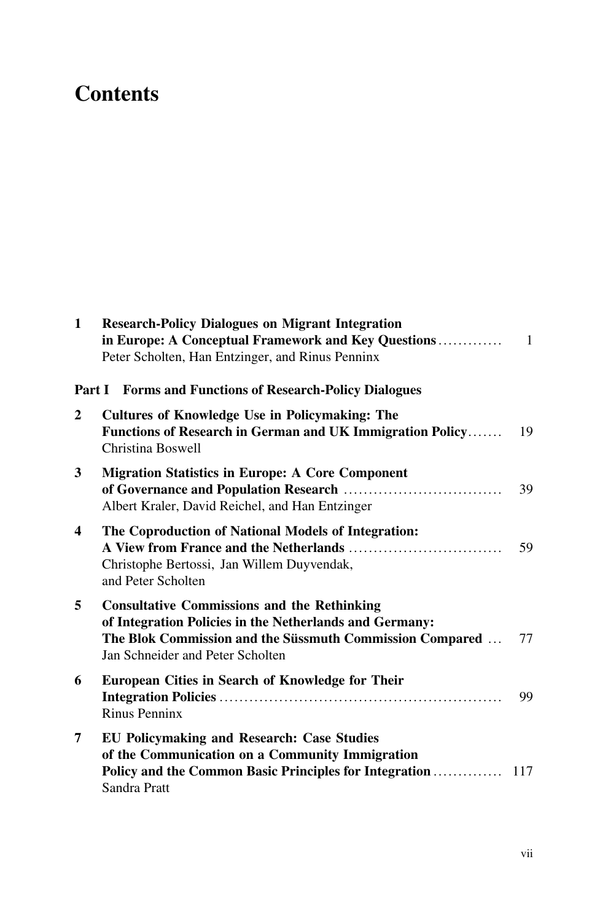# Contents

1 **Research-Policy Dialogues on Migrant Integration in Europe: A Conceptual Framework and Key Questions** ............ 1
Peter Scholten, Han Entzinger, and Rinus Penninx

## Part I Forms and Functions of Research-Policy Dialogues

2 **Cultures of Knowledge Use in Policymaking: The Functions of Research in German and UK Immigration Policy** ....... 19
Christina Boswell

3 **Migration Statistics in Europe: A Core Component of Governance and Population Research** ............................... 39
Albert Kraler, David Reichel, and Han Entzinger

4 **The Coproduction of National Models of Integration: A View from France and the Netherlands** ............................... 59
Christophe Bertossi, Jan Willem Duyvendak, and Peter Scholten

5 **Consultative Commissions and the Rethinking of Integration Policies in the Netherlands and Germany: The Blok Commission and the Süssmuth Commission Compared** ... 77
Jan Schneider and Peter Scholten

6 **European Cities in Search of Knowledge for Their Integration Policies** ........................................................ 99
Rinus Penninx

7 **EU Policymaking and Research: Case Studies of the Communication on a Community Immigration Policy and the Common Basic Principles for Integration** ............. 117
Sandra Pratt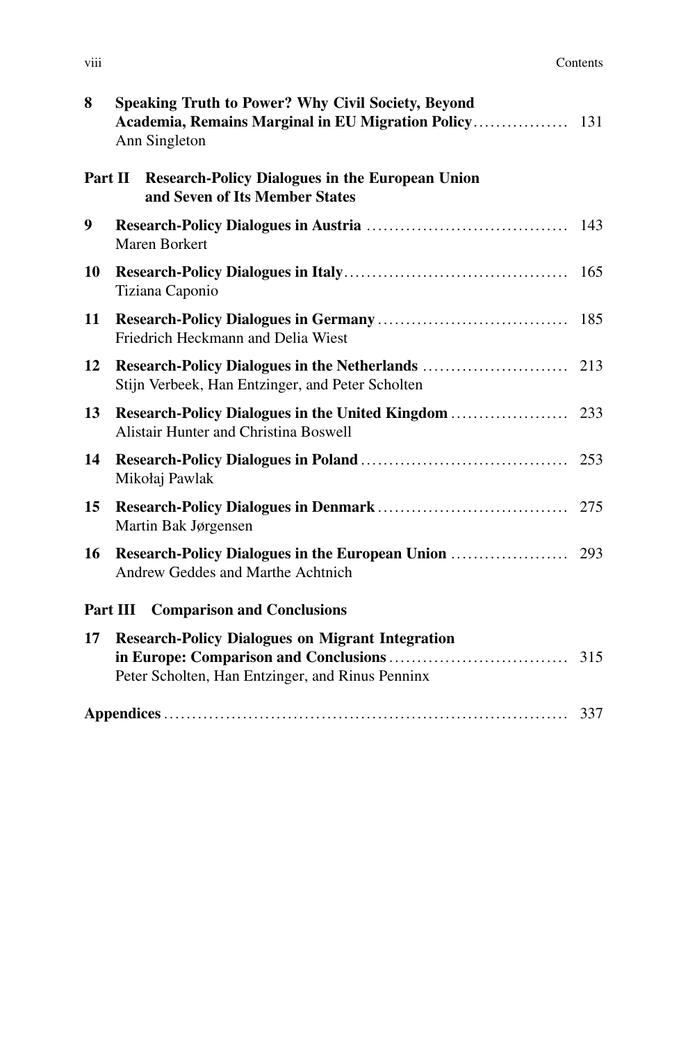8 **Speaking Truth to Power? Why Civil Society, Beyond Academia, Remains Marginal in EU Migration Policy** ................. 131
Ann Singleton

**Part II Research-Policy Dialogues in the European Union and Seven of Its Member States**

9 **Research-Policy Dialogues in Austria** .................................... 143
Maren Borkert

10 **Research-Policy Dialogues in Italy** ........................................ 165
Tiziana Caponio

11 **Research-Policy Dialogues in Germany** .................................. 185
Friedrich Heckmann and Delia Wiest

12 **Research-Policy Dialogues in the Netherlands** .......................... 213
Stijn Verbeek, Han Entzinger, and Peter Scholten

13 **Research-Policy Dialogues in the United Kingdom** ..................... 233
Alistair Hunter and Christina Boswell

14 **Research-Policy Dialogues in Poland** ..................................... 253
Mikołaj Pawlak

15 **Research-Policy Dialogues in Denmark** .................................. 275
Martin Bak Jørgensen

16 **Research-Policy Dialogues in the European Union** ..................... 293
Andrew Geddes and Marthe Achtnich

**Part III Comparison and Conclusions**

17 **Research-Policy Dialogues on Migrant Integration in Europe: Comparison and Conclusions** ................................ 315
Peter Scholten, Han Entzinger, and Rinus Penninx

**Appendices** ........................................................................ 337